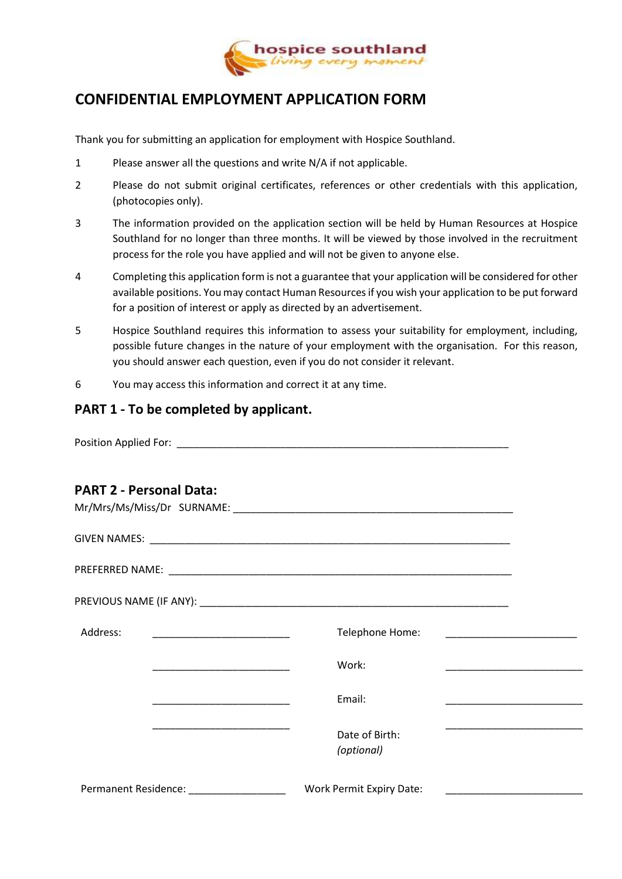hospice southland
*living every moment*

# CONFIDENTIAL EMPLOYMENT APPLICATION FORM

Thank you for submitting an application for employment with Hospice Southland.

1. Please answer all the questions and write N/A if not applicable.
2. Please do not submit original certificates, references or other credentials with this application, (photocopies only).
3. The information provided on the application section will be held by Human Resources at Hospice Southland for no longer than three months. It will be viewed by those involved in the recruitment process for the role you have applied and will not be given to anyone else.
4. Completing this application form is not a guarantee that your application will be considered for other available positions. You may contact Human Resources if you wish your application to be put forward for a position of interest or apply as directed by an advertisement.
5. Hospice Southland requires this information to assess your suitability for employment, including, possible future changes in the nature of your employment with the organisation. For this reason, you should answer each question, even if you do not consider it relevant.
6. You may access this information and correct it at any time.

## PART 1 - To be completed by applicant.

Position Applied For: ____________________________________________________________

## PART 2 - Personal Data:

Mr/Mrs/Ms/Miss/Dr SURNAME: ___________________________________________________

GIVEN NAMES: _________________________________________________________________

PREFERRED NAME: ______________________________________________________________

PREVIOUS NAME (IF ANY): _______________________________________________________

| | | | |
|---|---|---|---|
| Address: | _________________________ | Telephone Home: | _________________________ |
| | _________________________ | Work: | _________________________ |
| | _________________________ | Email: | _________________________ |
| | _________________________ | Date of Birth: *(optional)* | _________________________ |

Permanent Residence: _________________ Work Permit Expiry Date: _________________________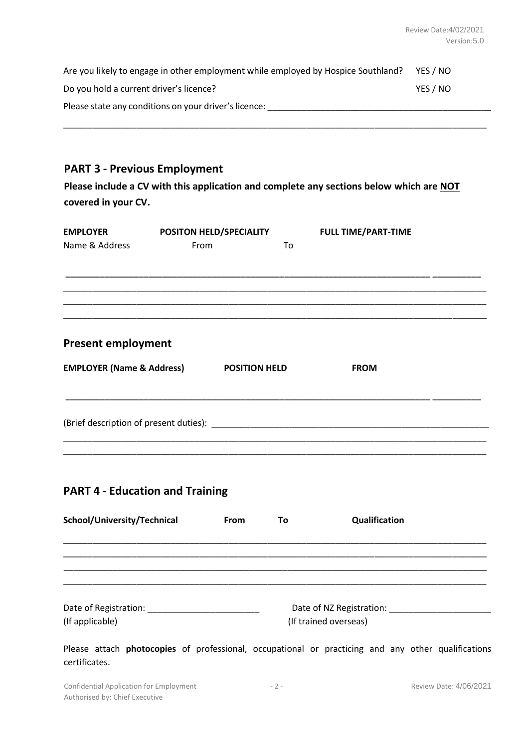Are you likely to engage in other employment while employed by Hospice Southland? YES / NO

Do you hold a current driver's licence? YES / NO

Please state any conditions on your driver's licence: ______________________________________________

________________________________________________________________________________________

## PART 3 - Previous Employment

**Please include a CV with this application and complete any sections below which are <u>NOT</u> covered in your CV.**

| EMPLOYER Name & Address | POSITON HELD/SPECIALITY From | To | FULL TIME/PART-TIME |
|---|---|---|---|
| | | | |
| | | | |
| | | | |
| | | | |

## Present employment

| EMPLOYER (Name & Address) | POSITION HELD | FROM |
|---|---|---|
| | | |

(Brief description of present duties): ______________________________________________________

________________________________________________________________________________________

________________________________________________________________________________________

## PART 4 - Education and Training

| School/University/Technical | From | To | Qualification |
|---|---|---|---|
| | | | |
| | | | |
| | | | |
| | | | |

Date of Registration: ______________________ (If applicable)

Date of NZ Registration: ______________________ (If trained overseas)

Please attach **photocopies** of professional, occupational or practicing and any other qualifications certificates.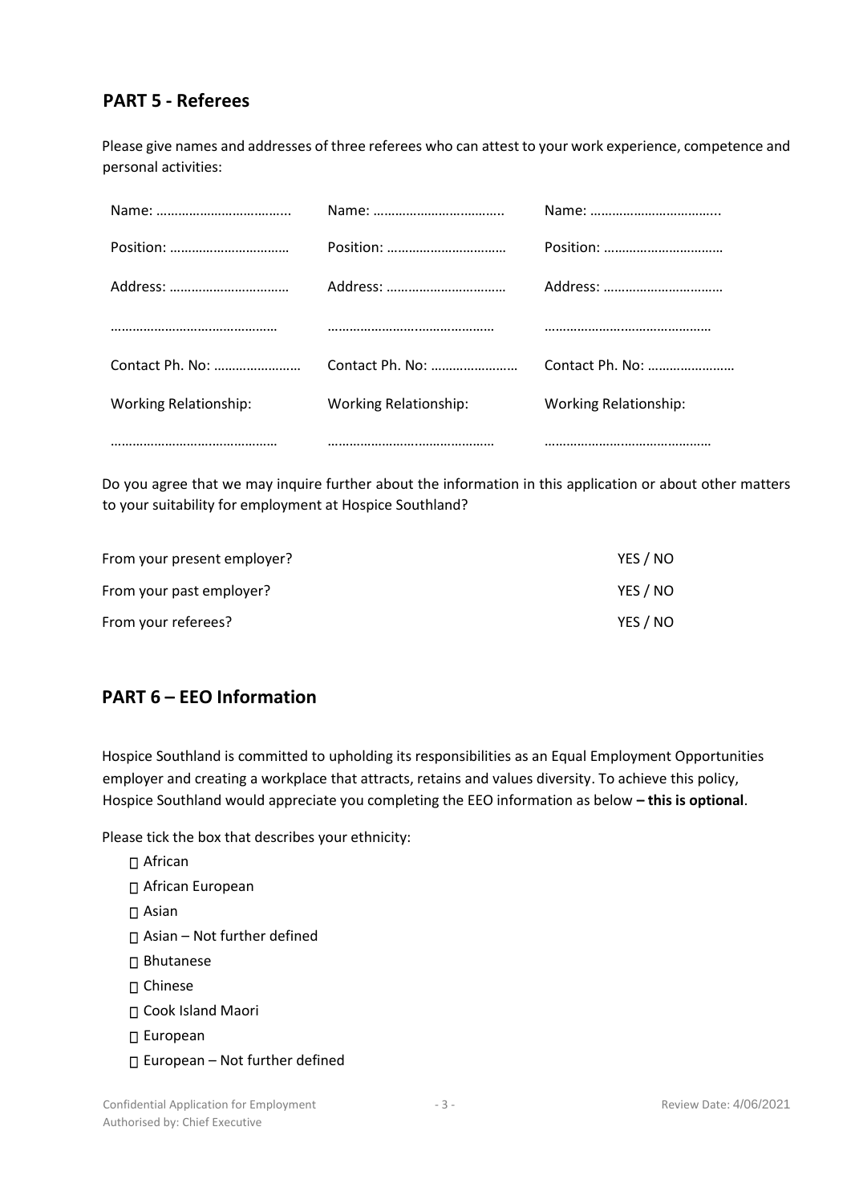## PART 5 - Referees

Please give names and addresses of three referees who can attest to your work experience, competence and personal activities:

| | | |
|---|---|---|
| Name: ……………………………... | Name: ……………………………... | Name: ……………………………... |
| Position: …………………………… | Position: …………………………… | Position: …………………………… |
| Address: …………………………… | Address: …………………………… | Address: …………………………… |
| ……………………………………… | ……………………………………… | ……………………………………… |
| Contact Ph. No: …………………… | Contact Ph. No: …………………… | Contact Ph. No: …………………… |
| Working Relationship: | Working Relationship: | Working Relationship: |
| ……………………………………… | ……………………………………… | ……………………………………… |

Do you agree that we may inquire further about the information in this application or about other matters to your suitability for employment at Hospice Southland?

| | |
|---|---|
| From your present employer? | YES / NO |
| From your past employer? | YES / NO |
| From your referees? | YES / NO |

## PART 6 – EEO Information

Hospice Southland is committed to upholding its responsibilities as an Equal Employment Opportunities employer and creating a workplace that attracts, retains and values diversity. To achieve this policy, Hospice Southland would appreciate you completing the EEO information as below **– this is optional**.

Please tick the box that describes your ethnicity:

- ☐ African
- ☐ African European
- ☐ Asian
- ☐ Asian – Not further defined
- ☐ Bhutanese
- ☐ Chinese
- ☐ Cook Island Maori
- ☐ European
- ☐ European – Not further defined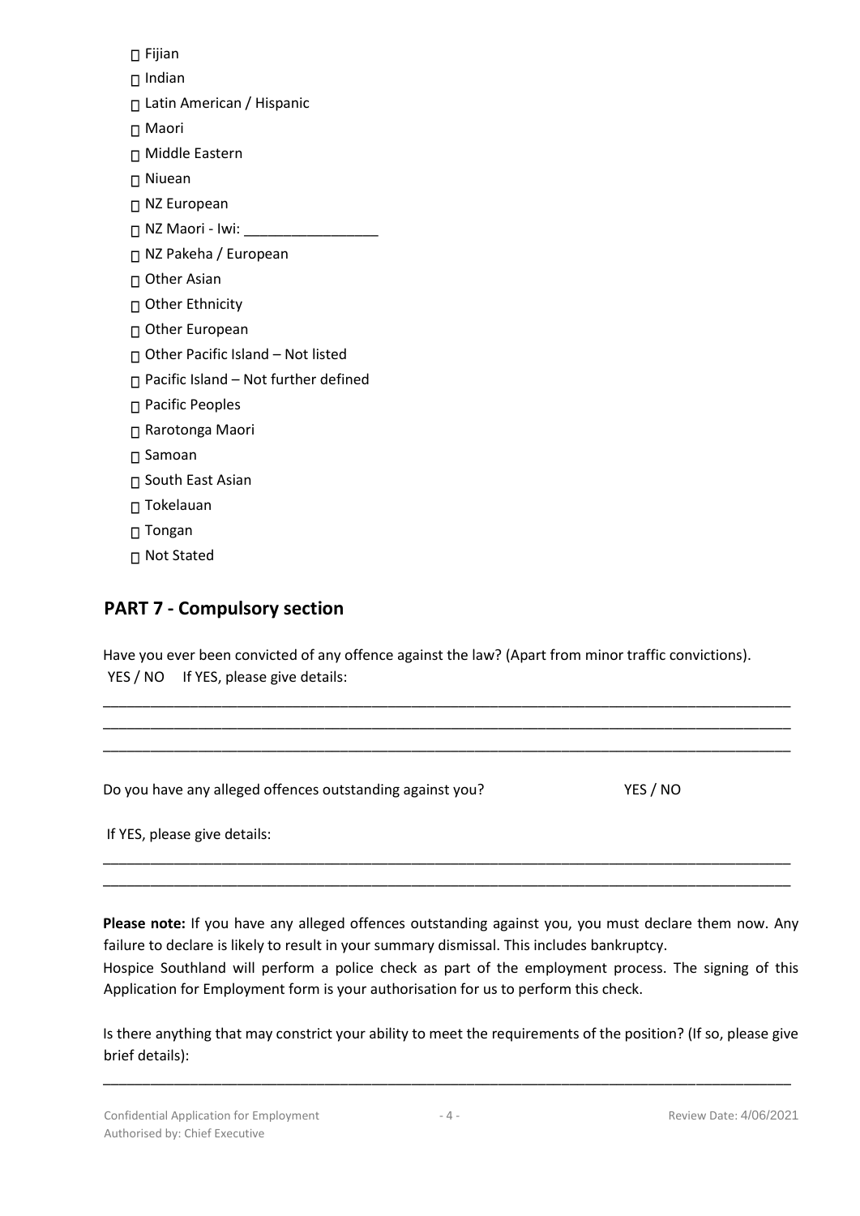☐ Fijian

☐ Indian

☐ Latin American / Hispanic

☐ Maori

☐ Middle Eastern

☐ Niuean

☐ NZ European

☐ NZ Maori - Iwi: _________________

☐ NZ Pakeha / European

☐ Other Asian

☐ Other Ethnicity

☐ Other European

☐ Other Pacific Island – Not listed

☐ Pacific Island – Not further defined

☐ Pacific Peoples

☐ Rarotonga Maori

☐ Samoan

☐ South East Asian

☐ Tokelauan

☐ Tongan

☐ Not Stated

## PART 7 - Compulsory section

Have you ever been convicted of any offence against the law? (Apart from minor traffic convictions).
YES / NO   If YES, please give details:

_____________________________________________________________________________________
_____________________________________________________________________________________
_____________________________________________________________________________________

Do you have any alleged offences outstanding against you?   YES / NO

If YES, please give details:

_____________________________________________________________________________________
_____________________________________________________________________________________

**Please note:** If you have any alleged offences outstanding against you, you must declare them now. Any failure to declare is likely to result in your summary dismissal. This includes bankruptcy.
Hospice Southland will perform a police check as part of the employment process. The signing of this Application for Employment form is your authorisation for us to perform this check.

Is there anything that may constrict your ability to meet the requirements of the position? (If so, please give brief details):

_____________________________________________________________________________________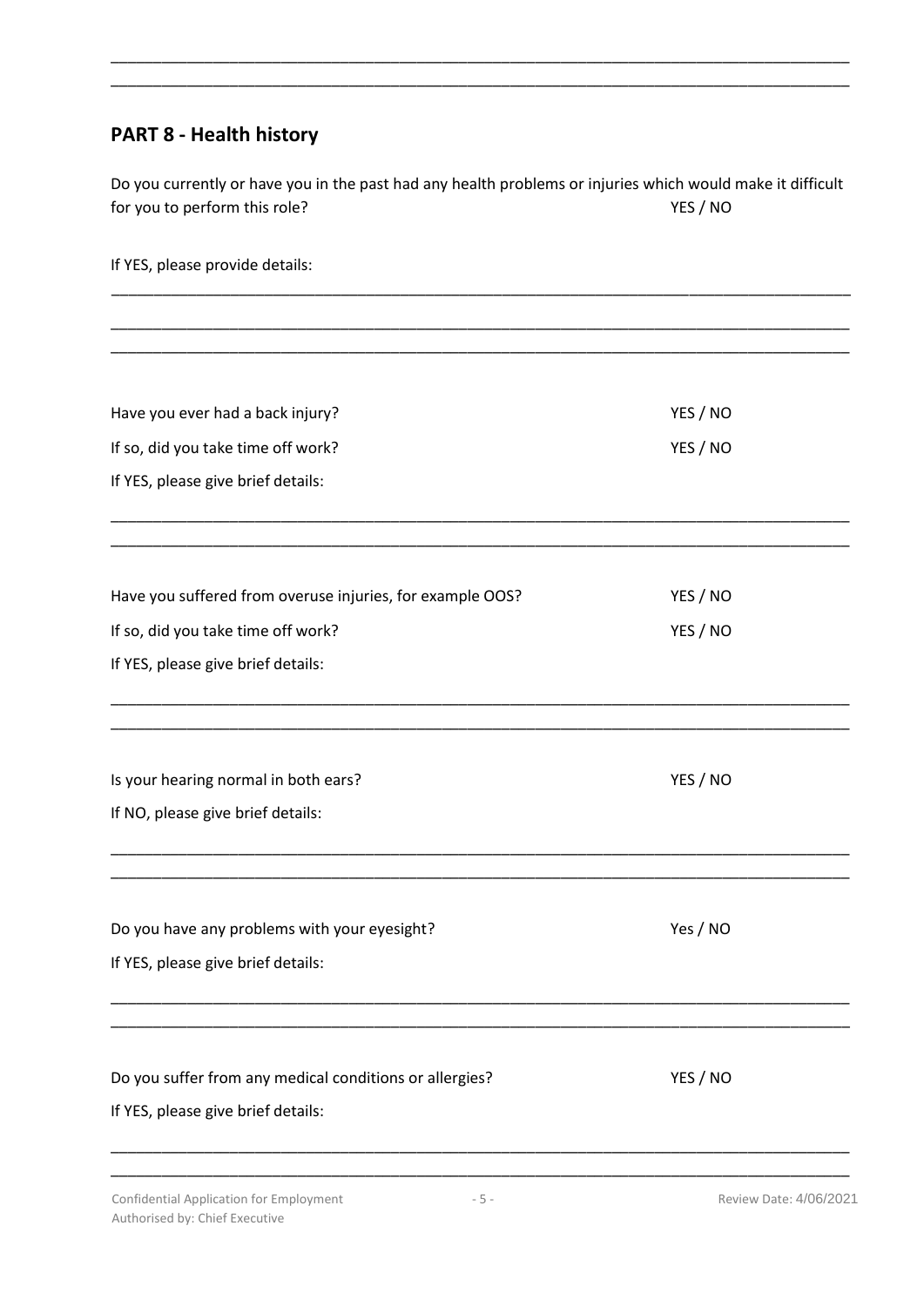______________________________________________________________________________________

______________________________________________________________________________________

## PART 8 - Health history

Do you currently or have you in the past had any health problems or injuries which would make it difficult for you to perform this role? YES / NO

If YES, please provide details:

______________________________________________________________________________________

______________________________________________________________________________________

______________________________________________________________________________________

Have you ever had a back injury? YES / NO

If so, did you take time off work? YES / NO

If YES, please give brief details:

______________________________________________________________________________________

______________________________________________________________________________________

Have you suffered from overuse injuries, for example OOS? YES / NO

If so, did you take time off work? YES / NO

If YES, please give brief details:

______________________________________________________________________________________

______________________________________________________________________________________

Is your hearing normal in both ears? YES / NO

If NO, please give brief details:

______________________________________________________________________________________

______________________________________________________________________________________

Do you have any problems with your eyesight? Yes / NO

If YES, please give brief details:

______________________________________________________________________________________

______________________________________________________________________________________

Do you suffer from any medical conditions or allergies? YES / NO

If YES, please give brief details:

______________________________________________________________________________________

______________________________________________________________________________________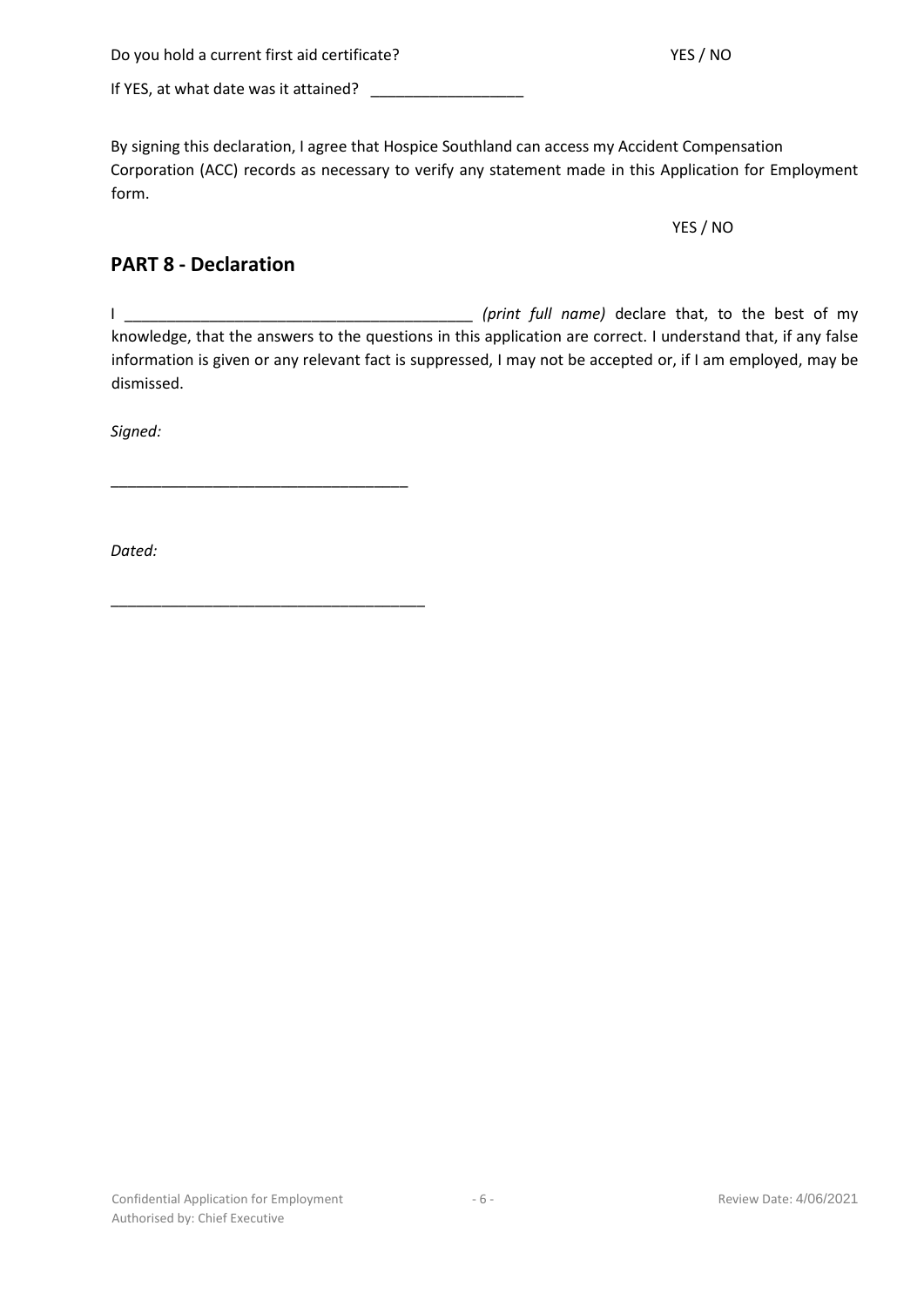Do you hold a current first aid certificate? YES / NO

If YES, at what date was it attained? __________________

By signing this declaration, I agree that Hospice Southland can access my Accident Compensation Corporation (ACC) records as necessary to verify any statement made in this Application for Employment form.

YES / NO

## PART 8 - Declaration

I __________________________________________ *(print full name)* declare that, to the best of my knowledge, that the answers to the questions in this application are correct. I understand that, if any false information is given or any relevant fact is suppressed, I may not be accepted or, if I am employed, may be dismissed.

*Signed:*

___________________________________

*Dated:*

_____________________________________

Confidential Application for Employment
Authorised by: Chief Executive

Review Date: 4/06/2021